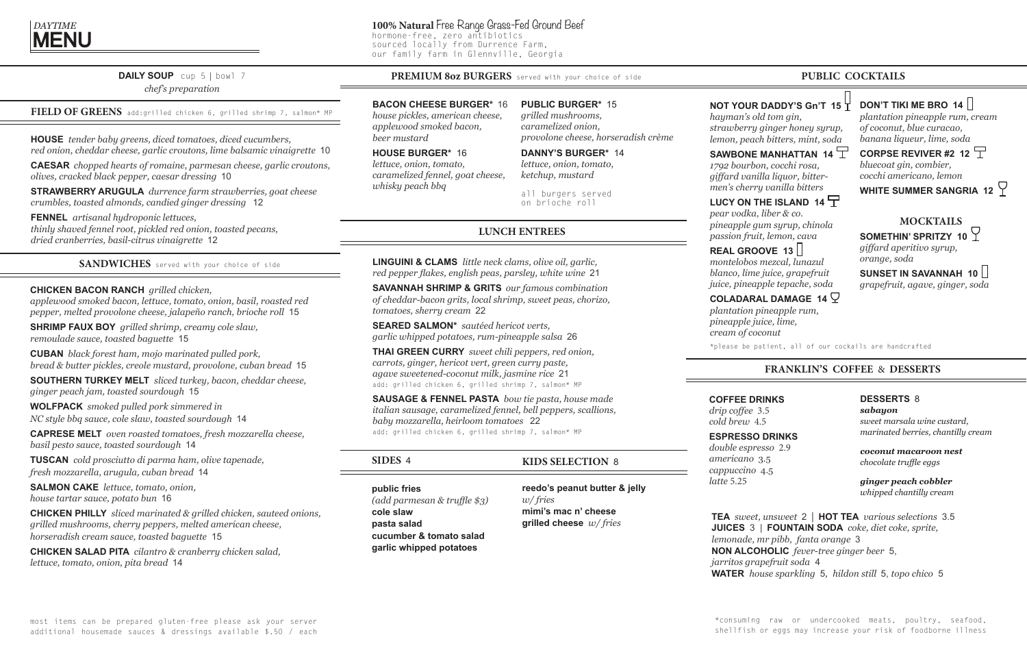# *DAYTIME* MENU

**100% Natural** Free Range Grass-Fed Ground Beef
hormone-free, zero antibiotics
sourced locally from Durrence Farm,
our family farm in Glennville, Georgia

**DAILY SOUP** cup 5 | bowl 7
*chef's preparation*

## FIELD OF GREENS

add:grilled chicken 6, grilled shrimp 7, salmon* MP

**HOUSE** *tender baby greens, diced tomatoes, diced cucumbers, red onion, cheddar cheese, garlic croutons, lime balsamic vinaigrette* 10

**CAESAR** *chopped hearts of romaine, parmesan cheese, garlic croutons, olives, cracked black pepper, caesar dressing* 10

**STRAWBERRY ARUGULA** *durrence farm strawberries, goat cheese crumbles, toasted almonds, candied ginger dressing* 12

**FENNEL** *artisanal hydroponic lettuces, thinly shaved fennel root, pickled red onion, toasted pecans, dried cranberries, basil-citrus vinaigrette* 12

## SANDWICHES

served with your choice of side

**CHICKEN BACON RANCH** *grilled chicken, applewood smoked bacon, lettuce, tomato, onion, basil, roasted red pepper, melted provolone cheese, jalapeño ranch, brioche roll* 15

**SHRIMP FAUX BOY** *grilled shrimp, creamy cole slaw, remoulade sauce, toasted baguette* 15

**CUBAN** *black forest ham, mojo marinated pulled pork, bread & butter pickles, creole mustard, provolone, cuban bread* 15

**SOUTHERN TURKEY MELT** *sliced turkey, bacon, cheddar cheese, ginger peach jam, toasted sourdough* 15

**WOLFPACK** *smoked pulled pork simmered in NC style bbq sauce, cole slaw, toasted sourdough* 14

**CAPRESE MELT** *oven roasted tomatoes, fresh mozzarella cheese, basil pesto sauce, toasted sourdough* 14

**TUSCAN** *cold prosciutto di parma ham, olive tapenade, fresh mozzarella, arugula, cuban bread* 14

**SALMON CAKE** *lettuce, tomato, onion, house tartar sauce, potato bun* 16

**CHICKEN PHILLY** *sliced marinated & grilled chicken, sauteed onions, grilled mushrooms, cherry peppers, melted american cheese, horseradish cream sauce, toasted baguette* 15

**CHICKEN SALAD PITA** *cilantro & cranberry chicken salad, lettuce, tomato, onion, pita bread* 14

## PREMIUM 8oz BURGERS

served with your choice of side

**BACON CHEESE BURGER*** 16
*house pickles, american cheese, applewood smoked bacon, beer mustard*

**HOUSE BURGER*** 16
*lettuce, onion, tomato, caramelized fennel, goat cheese, whisky peach bbq*

**PUBLIC BURGER*** 15
*grilled mushrooms, caramelized onion, provolone cheese, horseradish crème*

**DANNY'S BURGER*** 14
*lettuce, onion, tomato, ketchup, mustard*

all burgers served on brioche roll

## LUNCH ENTREES

**LINGUINI & CLAMS** *little neck clams, olive oil, garlic, red pepper flakes, english peas, parsley, white wine* 21

**SAVANNAH SHRIMP & GRITS** *our famous combination of cheddar-bacon grits, local shrimp, sweet peas, chorizo, tomatoes, sherry cream* 22

**SEARED SALMON*** *sautéed hericot verts, garlic whipped potatoes, rum-pineapple salsa* 26

**THAI GREEN CURRY** *sweet chili peppers, red onion, carrots, ginger, hericot vert, green curry paste, agave sweetened-coconut milk, jasmine rice* 21
add: grilled chicken 6, grilled shrimp 7, salmon* MP

**SAUSAGE & FENNEL PASTA** *bow tie pasta, house made italian sausage, caramelized fennel, bell peppers, scallions, baby mozzarella, heirloom tomatoes* 22
add: grilled chicken 6, grilled shrimp 7, salmon* MP

## SIDES 4

**public fries**
*(add parmesan & truffle $3)*
**cole slaw**
**pasta salad**
**cucumber & tomato salad**
**garlic whipped potatoes**

## KIDS SELECTION 8

**reedo's peanut butter & jelly** *w/ fries*
**mimi's mac n' cheese**
**grilled cheese** *w/ fries*

## PUBLIC COCKTAILS

**NOT YOUR DADDY'S Gn'T 15**
*hayman's old tom gin, strawberry ginger honey syrup, lemon, peach bitters, mint, soda*

**SAWBONE MANHATTAN 14**
*1792 bourbon, cocchi rosa, giffard vanilla liquor, bittermen's cherry vanilla bitters*

**LUCY ON THE ISLAND 14**
*pear vodka, liber & co. pineapple gum syrup, chinola passion fruit, lemon, cava*

**REAL GROOVE 13**
*montelobos mezcal, lunazul blanco, lime juice, grapefruit juice, pineapple tepache, soda*

**COLADARAL DAMAGE 14**
*plantation pineapple rum, pineapple juice, lime, cream of coconut*

**DON'T TIKI ME BRO 14**
*plantation pineapple rum, cream of coconut, blue curacao, banana liqueur, lime, soda*

**CORPSE REVIVER #2 12**
*bluecoat gin, combier, cocchi americano, lemon*

**WHITE SUMMER SANGRIA 12**

### MOCKTAILS

**SOMETHIN' SPRITZY 10**
*giffard aperitivo syrup, orange, soda*

**SUNSET IN SAVANNAH 10**
*grapefruit, agave, ginger, soda*

*please be patient, all of our cockails are handcrafted

## FRANKLIN'S COFFEE & DESSERTS

**COFFEE DRINKS**
*drip coffee* 3.5
*cold brew* 4.5

**ESPRESSO DRINKS**
*double espresso* 2.9
*americano* 3.5
*cappuccino* 4.5
*latte* 5.25

**DESSERTS** 8

***sabayon***
*sweet marsala wine custard, marinated berries, chantilly cream*

***coconut macaroon nest***
*chocolate truffle eggs*

***ginger peach cobbler***
*whipped chantilly cream*

**TEA** *sweet, unsweet* 2 | **HOT TEA** *various selections* 3.5
**JUICES** 3 | **FOUNTAIN SODA** *coke, diet coke, sprite, lemonade, mr pibb, fanta orange* 3
**NON ALCOHOLIC** *fever-tree ginger beer* 5, *jarritos grapefruit soda* 4
**WATER** *house sparkling* 5, *hildon still* 5, *topo chico* 5

most items can be prepared gluten-free please ask your server
additional housemade sauces & dressings available $.50 / each

*consuming raw or undercooked meats, poultry, seafood, shellfish or eggs may increase your risk of foodborne illness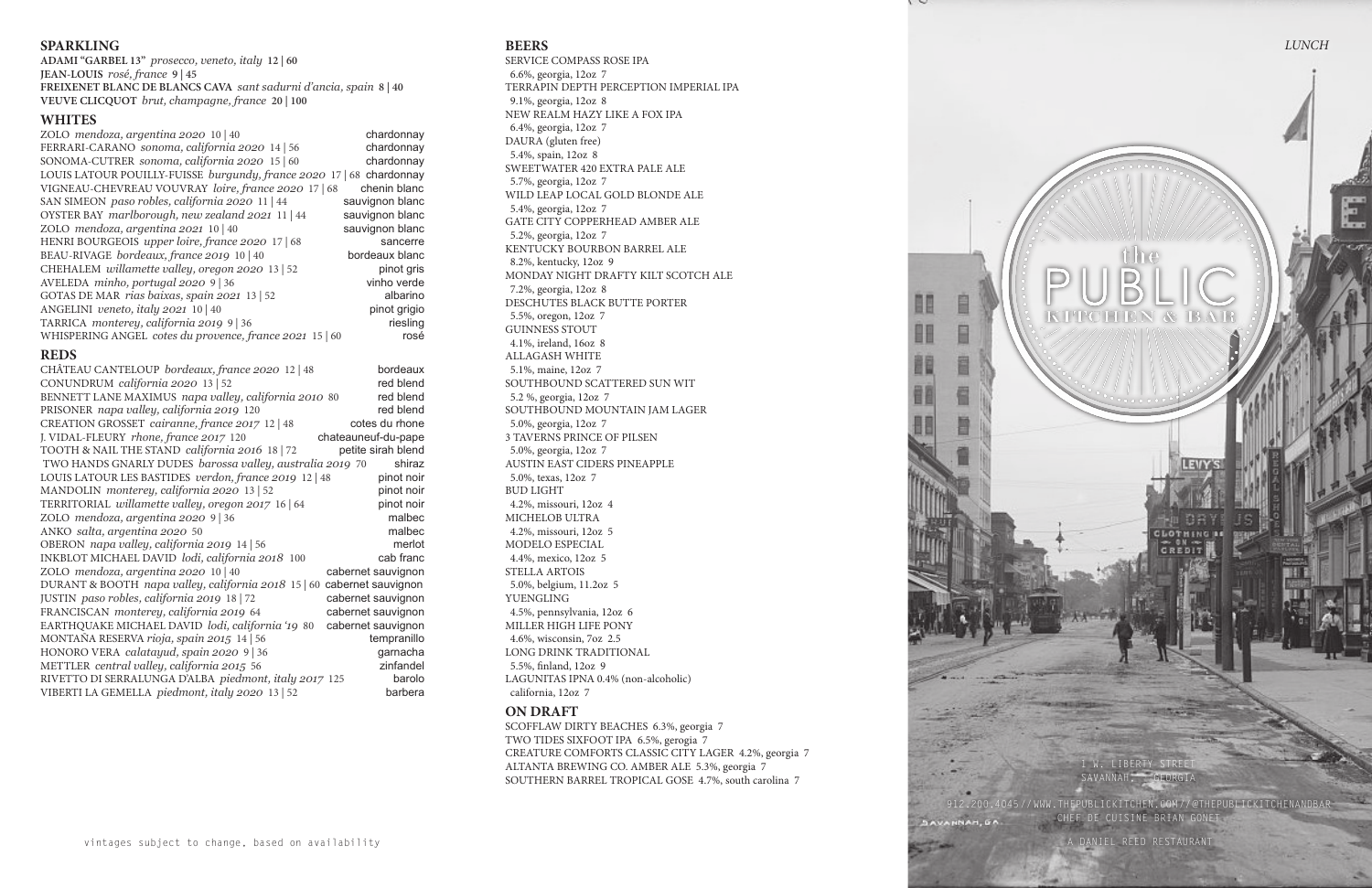## SPARKLING

**ADAMI "GARBEL 13"** *prosecco, veneto, italy* **12 | 60**
**JEAN-LOUIS** *rosé, france* **9 | 45**
**FREIXENET BLANC DE BLANCS CAVA** *sant sadurni d'ancia, spain* **8 | 40**
**VEUVE CLICQUOT** *brut, champagne, france* **20 | 100**

## WHITES

| | |
|---|---|
| ZOLO *mendoza, argentina 2020* 10 \| 40 | chardonnay |
| FERRARI-CARANO *sonoma, california 2020* 14 \| 56 | chardonnay |
| SONOMA-CUTRER *sonoma, california 2020* 15 \| 60 | chardonnay |
| LOUIS LATOUR POUILLY-FUISSE *burgundy, france 2020* 17 \| 68 | chardonnay |
| VIGNEAU-CHEVREAU VOUVRAY *loire, france 2020* 17 \| 68 | chenin blanc |
| SAN SIMEON *paso robles, california 2020* 11 \| 44 | sauvignon blanc |
| OYSTER BAY *marlborough, new zealand 2021* 11 \| 44 | sauvignon blanc |
| ZOLO *mendoza, argentina 2021* 10 \| 40 | sauvignon blanc |
| HENRI BOURGEOIS *upper loire, france 2020* 17 \| 68 | sancerre |
| BEAU-RIVAGE *bordeaux, france 2019* 10 \| 40 | bordeaux blanc |
| CHEHALEM *willamette valley, oregon 2020* 13 \| 52 | pinot gris |
| AVELEDA *minho, portugal 2020* 9 \| 36 | vinho verde |
| GOTAS DE MAR *rias baixas, spain 2021* 13 \| 52 | albarino |
| ANGELINI *veneto, italy 2021* 10 \| 40 | pinot grigio |
| TARRICA *monterey, california 2019* 9 \| 36 | riesling |
| WHISPERING ANGEL *cotes du provence, france 2021* 15 \| 60 | rosé |

## REDS

| | |
|---|---|
| CHÂTEAU CANTELOUP *bordeaux, france 2020* 12 \| 48 | bordeaux |
| CONUNDRUM *california 2020* 13 \| 52 | red blend |
| BENNETT LANE MAXIMUS *napa valley, california 2010* 80 | red blend |
| PRISONER *napa valley, california 2019* 120 | red blend |
| CREATION GROSSET *cairanne, france 2017* 12 \| 48 | cotes du rhone |
| J. VIDAL-FLEURY *rhone, france 2017* 120 | chateauneuf-du-pape |
| TOOTH & NAIL THE STAND *california 2016* 18 \| 72 | petite sirah blend |
| TWO HANDS GNARLY DUDES *barossa valley, australia 2019* 70 | shiraz |
| LOUIS LATOUR LES BASTIDES *verdon, france 2019* 12 \| 48 | pinot noir |
| MANDOLIN *monterey, california 2020* 13 \| 52 | pinot noir |
| TERRITORIAL *willamette valley, oregon 2017* 16 \| 64 | pinot noir |
| ZOLO *mendoza, argentina 2020* 9 \| 36 | malbec |
| ANKO *salta, argentina 2020* 50 | malbec |
| OBERON *napa valley, california 2019* 14 \| 56 | merlot |
| INKBLOT MICHAEL DAVID *lodi, california 2018* 100 | cab franc |
| ZOLO *mendoza, argentina 2020* 10 \| 40 | cabernet sauvignon |
| DURANT & BOOTH *napa valley, california 2018* 15 \| 60 | cabernet sauvignon |
| JUSTIN *paso robles, california 2019* 18 \| 72 | cabernet sauvignon |
| FRANCISCAN *monterey, california 2019* 64 | cabernet sauvignon |
| EARTHQUAKE MICHAEL DAVID *lodi, california '19* 80 | cabernet sauvignon |
| MONTAÑA RESERVA *rioja, spain 2015* 14 \| 56 | tempranillo |
| HONORO VERA *calatayud, spain 2020* 9 \| 36 | garnacha |
| METTLER *central valley, california 2015* 56 | zinfandel |
| RIVETTO DI SERRALUNGA D'ALBA *piedmont, italy 2017* 125 | barolo |
| VIBERTI LA GEMELLA *piedmont, italy 2020* 13 \| 52 | barbera |

vintages subject to change, based on availability

## BEERS

SERVICE COMPASS ROSE IPA
6.6%, georgia, 12oz 7
TERRAPIN DEPTH PERCEPTION IMPERIAL IPA
9.1%, georgia, 12oz 8
NEW REALM HAZY LIKE A FOX IPA
6.4%, georgia, 12oz 7
DAURA (gluten free)
5.4%, spain, 12oz 8
SWEETWATER 420 EXTRA PALE ALE
5.7%, georgia, 12oz 7
WILD LEAP LOCAL GOLD BLONDE ALE
5.4%, georgia, 12oz 7
GATE CITY COPPERHEAD AMBER ALE
5.2%, georgia, 12oz 7
KENTUCKY BOURBON BARREL ALE
8.2%, kentucky, 12oz 9
MONDAY NIGHT DRAFTY KILT SCOTCH ALE
7.2%, georgia, 12oz 8
DESCHUTES BLACK BUTTE PORTER
5.5%, oregon, 12oz 7
GUINNESS STOUT
4.1%, ireland, 16oz 8
ALLAGASH WHITE
5.1%, maine, 12oz 7
SOUTHBOUND SCATTERED SUN WIT
5.2 %, georgia, 12oz 7
SOUTHBOUND MOUNTAIN JAM LAGER
5.0%, georgia, 12oz 7
3 TAVERNS PRINCE OF PILSEN
5.0%, georgia, 12oz 7
AUSTIN EAST CIDERS PINEAPPLE
5.0%, texas, 12oz 7
BUD LIGHT
4.2%, missouri, 12oz 4
MICHELOB ULTRA
4.2%, missouri, 12oz 5
MODELO ESPECIAL
4.4%, mexico, 12oz 5
STELLA ARTOIS
5.0%, belgium, 11.2oz 5
YUENGLING
4.5%, pennsylvania, 12oz 6
MILLER HIGH LIFE PONY
4.6%, wisconsin, 7oz 2.5
LONG DRINK TRADITIONAL
5.5%, finland, 12oz 9
LAGUNITAS IPNA 0.4% (non-alcoholic)
california, 12oz 7

## ON DRAFT

SCOFFLAW DIRTY BEACHES 6.3%, georgia 7
TWO TIDES SIXFOOT IPA 6.5%, gerogia 7
CREATURE COMFORTS CLASSIC CITY LAGER 4.2%, georgia 7
ALTANTA BREWING CO. AMBER ALE 5.3%, georgia 7
SOUTHERN BARREL TROPICAL GOSE 4.7%, south carolina 7

*LUNCH*

the PUBLIC KITCHEN & BAR

1 W. LIBERTY STREET
SAVANNAH, GEORGIA

912.200.4045 // WWW.THEPUBLICKITCHEN.COM // @THEPUBLICKITCHENANDBAR
CHEF DE CUISINE BRIAN GONET

A DANIEL REED RESTAURANT